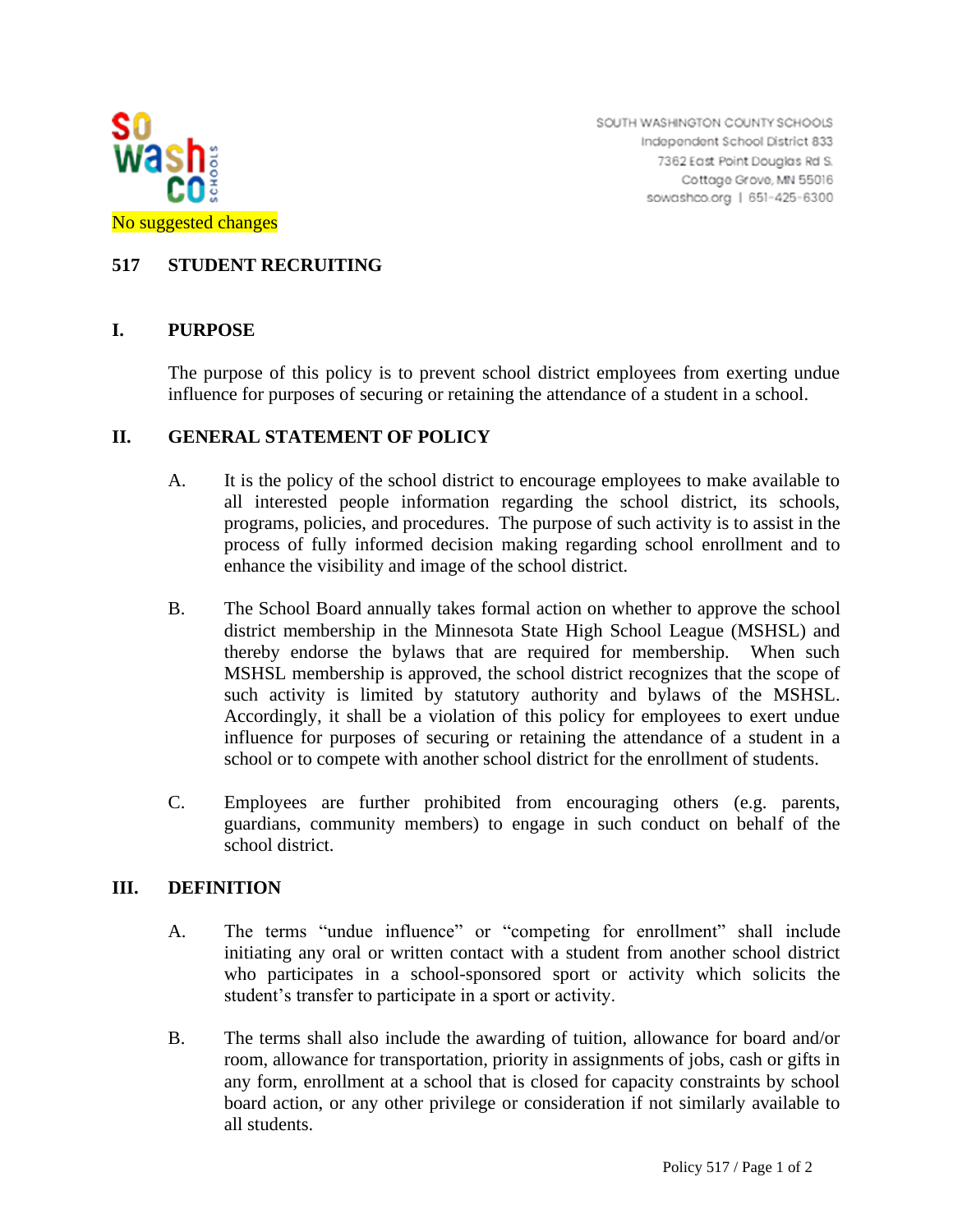SOUTH WASHINGTON COUNTY SCHOOLS
Independent School District 833
7362 East Point Douglas Rd S.
Cottage Grove, MN 55016
sowashco.org | 651-425-6300

No suggested changes

# 517 STUDENT RECRUITING

## I. PURPOSE

The purpose of this policy is to prevent school district employees from exerting undue influence for purposes of securing or retaining the attendance of a student in a school.

## II. GENERAL STATEMENT OF POLICY

A. It is the policy of the school district to encourage employees to make available to all interested people information regarding the school district, its schools, programs, policies, and procedures. The purpose of such activity is to assist in the process of fully informed decision making regarding school enrollment and to enhance the visibility and image of the school district.

B. The School Board annually takes formal action on whether to approve the school district membership in the Minnesota State High School League (MSHSL) and thereby endorse the bylaws that are required for membership. When such MSHSL membership is approved, the school district recognizes that the scope of such activity is limited by statutory authority and bylaws of the MSHSL. Accordingly, it shall be a violation of this policy for employees to exert undue influence for purposes of securing or retaining the attendance of a student in a school or to compete with another school district for the enrollment of students.

C. Employees are further prohibited from encouraging others (e.g. parents, guardians, community members) to engage in such conduct on behalf of the school district.

## III. DEFINITION

A. The terms "undue influence" or "competing for enrollment" shall include initiating any oral or written contact with a student from another school district who participates in a school-sponsored sport or activity which solicits the student's transfer to participate in a sport or activity.

B. The terms shall also include the awarding of tuition, allowance for board and/or room, allowance for transportation, priority in assignments of jobs, cash or gifts in any form, enrollment at a school that is closed for capacity constraints by school board action, or any other privilege or consideration if not similarly available to all students.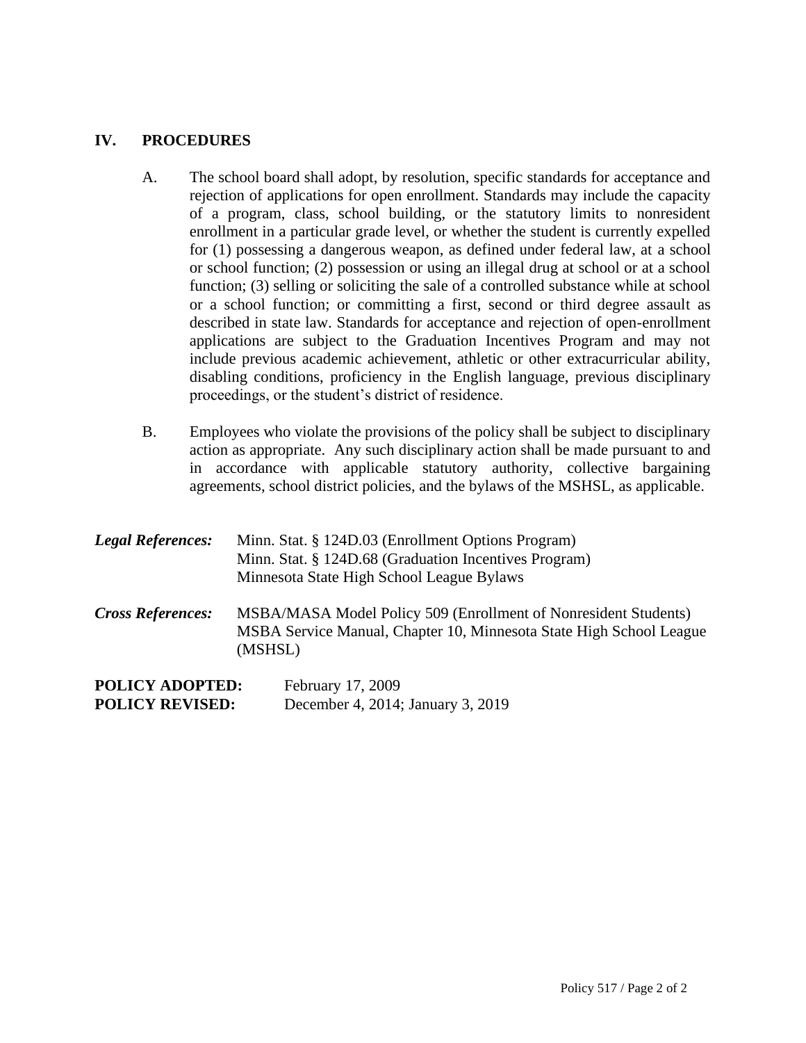## IV. PROCEDURES

A. The school board shall adopt, by resolution, specific standards for acceptance and rejection of applications for open enrollment. Standards may include the capacity of a program, class, school building, or the statutory limits to nonresident enrollment in a particular grade level, or whether the student is currently expelled for (1) possessing a dangerous weapon, as defined under federal law, at a school or school function; (2) possession or using an illegal drug at school or at a school function; (3) selling or soliciting the sale of a controlled substance while at school or a school function; or committing a first, second or third degree assault as described in state law. Standards for acceptance and rejection of open-enrollment applications are subject to the Graduation Incentives Program and may not include previous academic achievement, athletic or other extracurricular ability, disabling conditions, proficiency in the English language, previous disciplinary proceedings, or the student's district of residence.

B. Employees who violate the provisions of the policy shall be subject to disciplinary action as appropriate. Any such disciplinary action shall be made pursuant to and in accordance with applicable statutory authority, collective bargaining agreements, school district policies, and the bylaws of the MSHSL, as applicable.

***Legal References:*** Minn. Stat. § 124D.03 (Enrollment Options Program)
Minn. Stat. § 124D.68 (Graduation Incentives Program)
Minnesota State High School League Bylaws

***Cross References:*** MSBA/MASA Model Policy 509 (Enrollment of Nonresident Students)
MSBA Service Manual, Chapter 10, Minnesota State High School League (MSHSL)

**POLICY ADOPTED:** February 17, 2009
**POLICY REVISED:** December 4, 2014; January 3, 2019